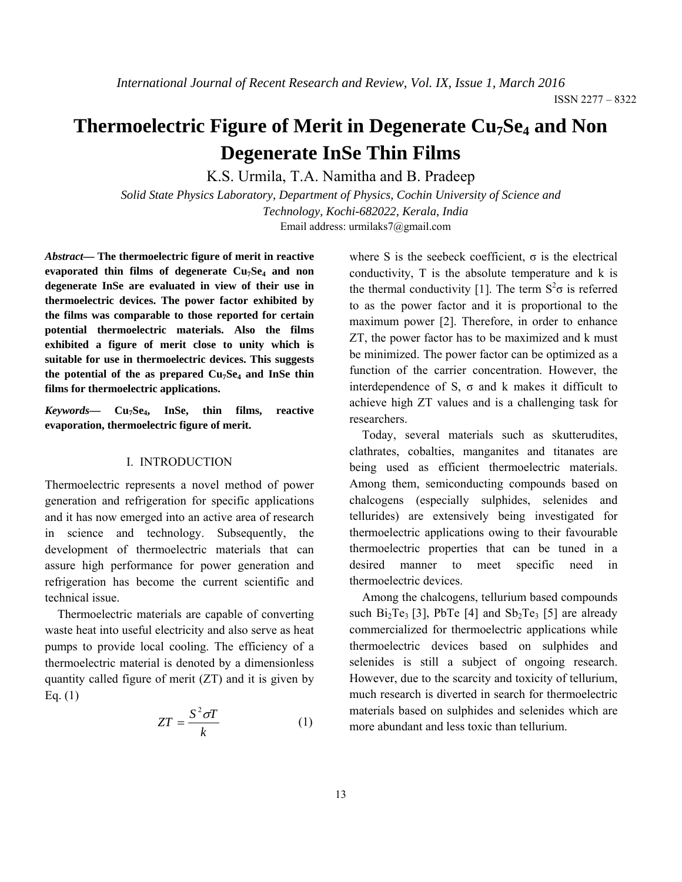# Thermoelectric Figure of Merit in Degenerate $Cu_7Se_4$ and Non Degenerate InSe Thin Films

K.S. Urmila, T.A. Namitha and B. Pradeep

*Solid State Physics Laboratory, Department of Physics, Cochin University of Science and Technology, Kochi-682022, Kerala, India*

Email address: urmilaks7@gmail.com

***Abstract*— The thermoelectric figure of merit in reactive evaporated thin films of degenerate $Cu_7Se_4$ and non degenerate InSe are evaluated in view of their use in thermoelectric devices. The power factor exhibited by the films was comparable to those reported for certain potential thermoelectric materials. Also the films exhibited a figure of merit close to unity which is suitable for use in thermoelectric devices. This suggests the potential of the as prepared $Cu_7Se_4$ and InSe thin films for thermoelectric applications.**

***Keywords*— $Cu_7Se_4$, InSe, thin films, reactive evaporation, thermoelectric figure of merit.**

## I. INTRODUCTION

Thermoelectric represents a novel method of power generation and refrigeration for specific applications and it has now emerged into an active area of research in science and technology. Subsequently, the development of thermoelectric materials that can assure high performance for power generation and refrigeration has become the current scientific and technical issue.

Thermoelectric materials are capable of converting waste heat into useful electricity and also serve as heat pumps to provide local cooling. The efficiency of a thermoelectric material is denoted by a dimensionless quantity called figure of merit (ZT) and it is given by Eq. (1)

$$ZT = \frac{S^2 \sigma T}{k} \qquad (1)$$

where S is the seebeck coefficient, σ is the electrical conductivity, T is the absolute temperature and k is the thermal conductivity [1]. The term $S^2\sigma$ is referred to as the power factor and it is proportional to the maximum power [2]. Therefore, in order to enhance ZT, the power factor has to be maximized and k must be minimized. The power factor can be optimized as a function of the carrier concentration. However, the interdependence of S, σ and k makes it difficult to achieve high ZT values and is a challenging task for researchers.

Today, several materials such as skutterudites, clathrates, cobalties, manganites and titanates are being used as efficient thermoelectric materials. Among them, semiconducting compounds based on chalcogens (especially sulphides, selenides and tellurides) are extensively being investigated for thermoelectric applications owing to their favourable thermoelectric properties that can be tuned in a desired manner to meet specific need in thermoelectric devices.

Among the chalcogens, tellurium based compounds such $Bi_2Te_3$ [3], PbTe [4] and $Sb_2Te_3$ [5] are already commercialized for thermoelectric applications while thermoelectric devices based on sulphides and selenides is still a subject of ongoing research. However, due to the scarcity and toxicity of tellurium, much research is diverted in search for thermoelectric materials based on sulphides and selenides which are more abundant and less toxic than tellurium.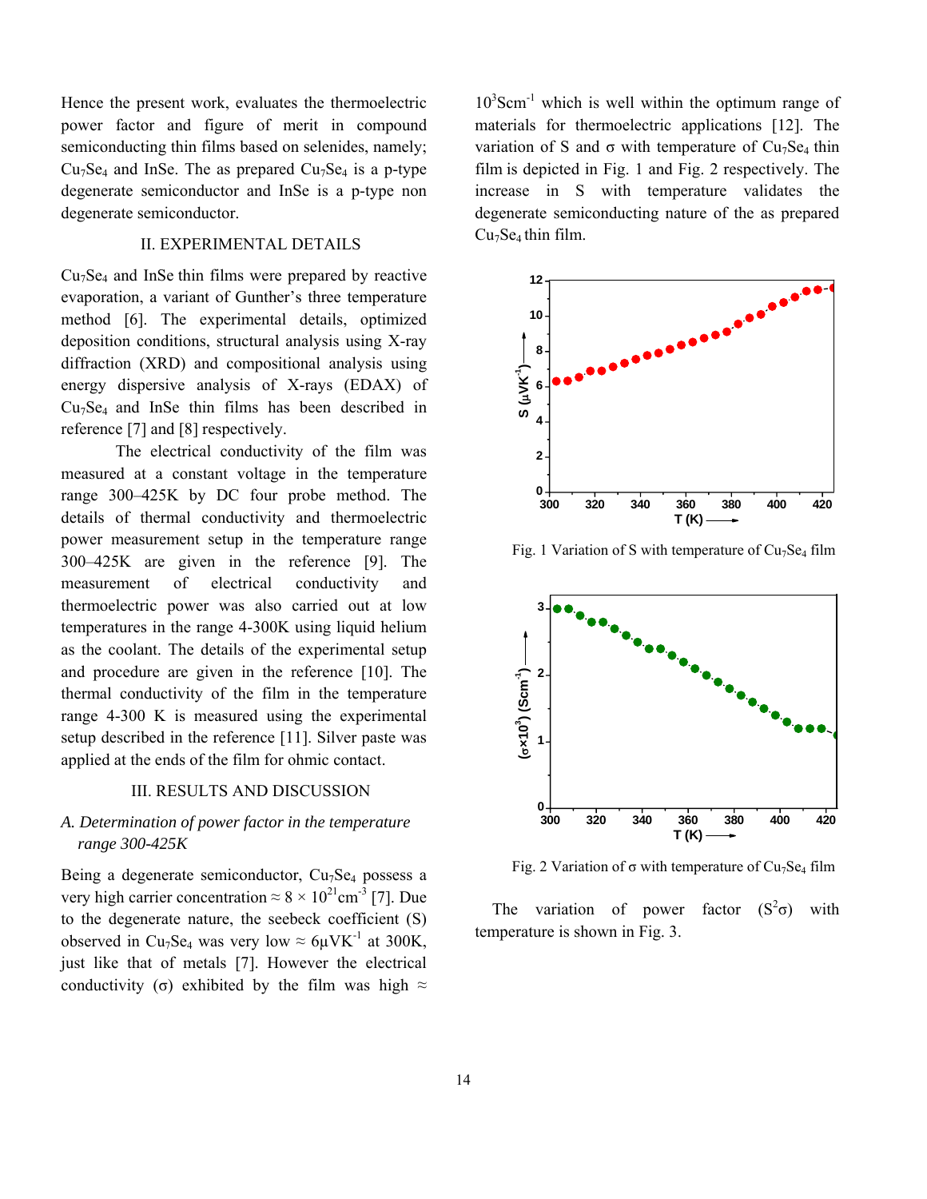Hence the present work, evaluates the thermoelectric power factor and figure of merit in compound semiconducting thin films based on selenides, namely; $Cu_7Se_4$ and InSe. The as prepared $Cu_7Se_4$ is a p-type degenerate semiconductor and InSe is a p-type non degenerate semiconductor.

## II. EXPERIMENTAL DETAILS

$Cu_7Se_4$ and InSe thin films were prepared by reactive evaporation, a variant of Gunther's three temperature method [6]. The experimental details, optimized deposition conditions, structural analysis using X-ray diffraction (XRD) and compositional analysis using energy dispersive analysis of X-rays (EDAX) of $Cu_7Se_4$ and InSe thin films has been described in reference [7] and [8] respectively.

The electrical conductivity of the film was measured at a constant voltage in the temperature range 300–425K by DC four probe method. The details of thermal conductivity and thermoelectric power measurement setup in the temperature range 300–425K are given in the reference [9]. The measurement of electrical conductivity and thermoelectric power was also carried out at low temperatures in the range 4-300K using liquid helium as the coolant. The details of the experimental setup and procedure are given in the reference [10]. The thermal conductivity of the film in the temperature range 4-300 K is measured using the experimental setup described in the reference [11]. Silver paste was applied at the ends of the film for ohmic contact.

## III. RESULTS AND DISCUSSION

### *A. Determination of power factor in the temperature range 300-425K*

Being a degenerate semiconductor, $Cu_7Se_4$ possess a very high carrier concentration $\approx 8 \times 10^{21}cm^{-3}$ [7]. Due to the degenerate nature, the seebeck coefficient (S) observed in $Cu_7Se_4$ was very low $\approx 6\mu VK^{-1}$ at 300K, just like that of metals [7]. However the electrical conductivity ($\sigma$) exhibited by the film was high $\approx 10^3 Scm^{-1}$ which is well within the optimum range of materials for thermoelectric applications [12]. The variation of S and $\sigma$ with temperature of $Cu_7Se_4$ thin film is depicted in Fig. 1 and Fig. 2 respectively. The increase in S with temperature validates the degenerate semiconducting nature of the as prepared $Cu_7Se_4$ thin film.

Fig. 1 Variation of S with temperature of $Cu_7Se_4$ film

Fig. 2 Variation of $\sigma$ with temperature of $Cu_7Se_4$ film

The variation of power factor ($S^2\sigma$) with temperature is shown in Fig. 3.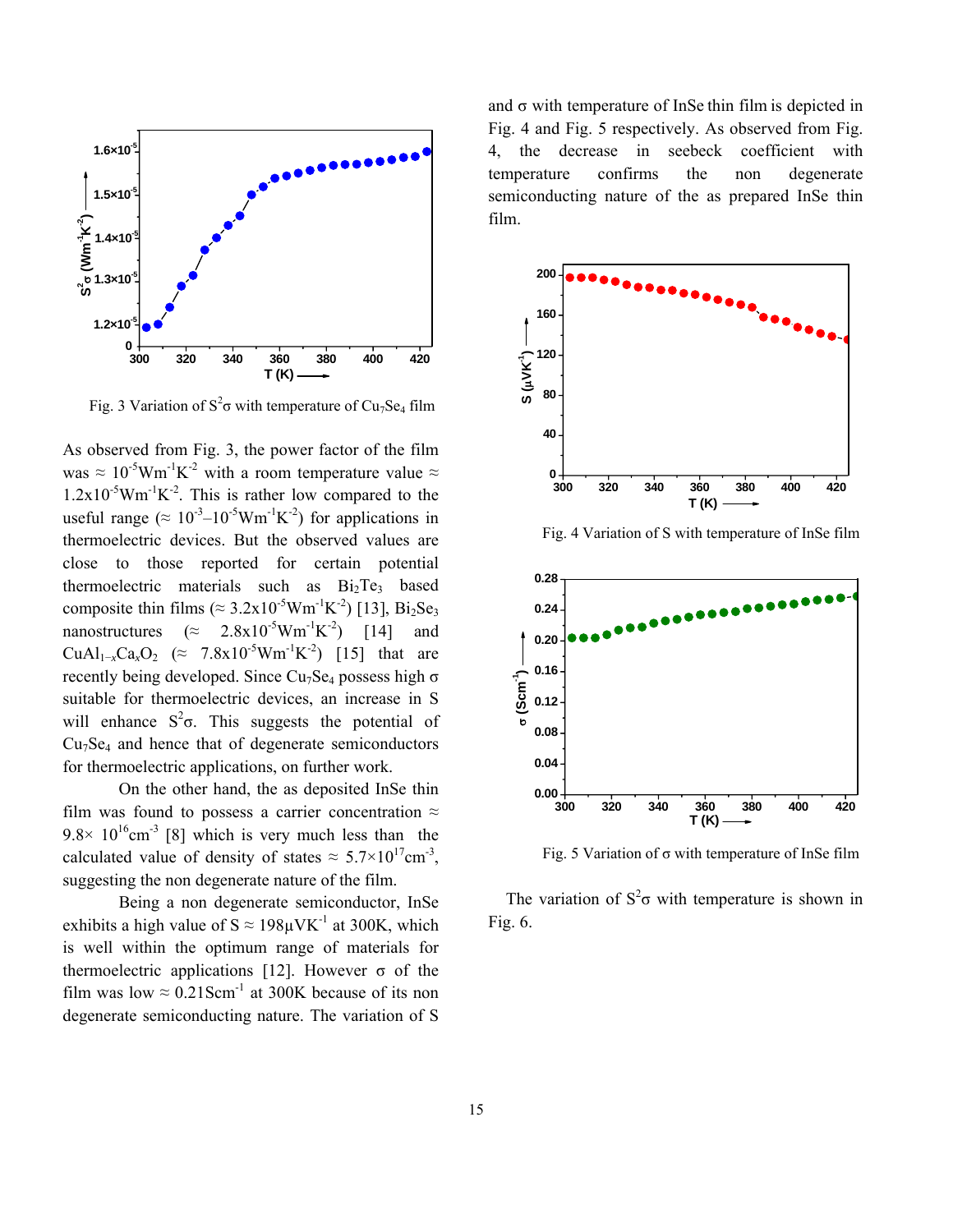Fig. 3 Variation of $S^2\sigma$ with temperature of $Cu_7Se_4$ film

As observed from Fig. 3, the power factor of the film was ≈ $10^{-5}$Wm$^{-1}$K$^{-2}$ with a room temperature value ≈ $1.2\times10^{-5}$Wm$^{-1}$K$^{-2}$. This is rather low compared to the useful range (≈ $10^{-3}$–$10^{-5}$Wm$^{-1}$K$^{-2}$) for applications in thermoelectric devices. But the observed values are close to those reported for certain potential thermoelectric materials such as $Bi_2Te_3$ based composite thin films (≈ $3.2\times10^{-5}$Wm$^{-1}$K$^{-2}$) [13], $Bi_2Se_3$ nanostructures (≈ $2.8\times10^{-5}$Wm$^{-1}$K$^{-2}$) [14] and $CuAl_{1-x}Ca_xO_2$ (≈ $7.8\times10^{-5}$Wm$^{-1}$K$^{-2}$) [15] that are recently being developed. Since $Cu_7Se_4$ possess high σ suitable for thermoelectric devices, an increase in S will enhance $S^2\sigma$. This suggests the potential of $Cu_7Se_4$ and hence that of degenerate semiconductors for thermoelectric applications, on further work.

On the other hand, the as deposited InSe thin film was found to possess a carrier concentration ≈ $9.8\times 10^{16}$cm$^{-3}$ [8] which is very much less than the calculated value of density of states ≈ $5.7\times10^{17}$cm$^{-3}$, suggesting the non degenerate nature of the film.

Being a non degenerate semiconductor, InSe exhibits a high value of S ≈ 198μVK$^{-1}$ at 300K, which is well within the optimum range of materials for thermoelectric applications [12]. However σ of the film was low ≈ 0.21Scm$^{-1}$ at 300K because of its non degenerate semiconducting nature. The variation of S and σ with temperature of InSe thin film is depicted in Fig. 4 and Fig. 5 respectively. As observed from Fig. 4, the decrease in seebeck coefficient with temperature confirms the non degenerate semiconducting nature of the as prepared InSe thin film.

Fig. 4 Variation of S with temperature of InSe film

Fig. 5 Variation of σ with temperature of InSe film

The variation of $S^2\sigma$ with temperature is shown in Fig. 6.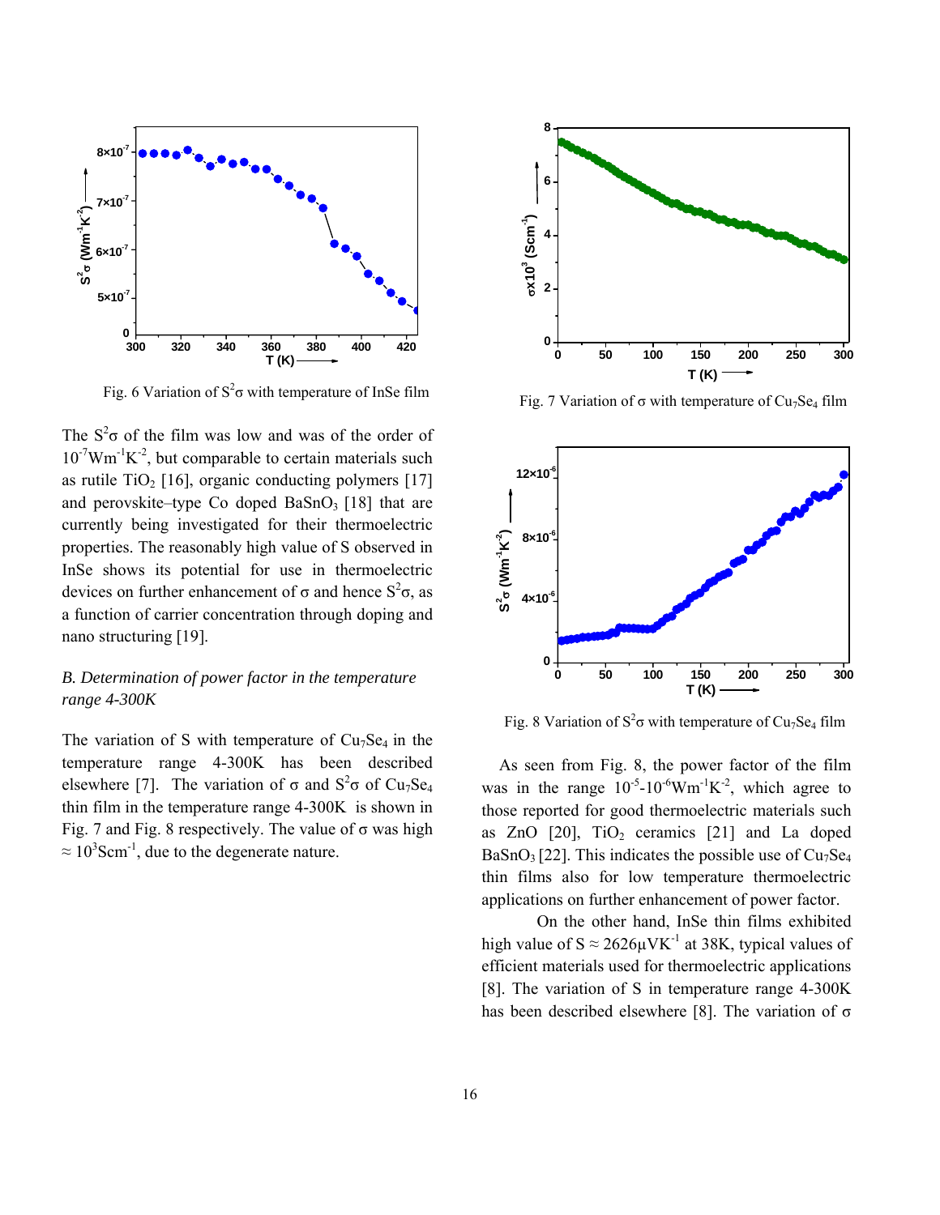Fig. 6 Variation of $S^2\sigma$ with temperature of InSe film

The $S^2\sigma$ of the film was low and was of the order of $10^{-7}Wm^{-1}K^{-2}$, but comparable to certain materials such as rutile $TiO_2$ [16], organic conducting polymers [17] and perovskite–type Co doped $BaSnO_3$ [18] that are currently being investigated for their thermoelectric properties. The reasonably high value of S observed in InSe shows its potential for use in thermoelectric devices on further enhancement of σ and hence $S^2\sigma$, as a function of carrier concentration through doping and nano structuring [19].

*B. Determination of power factor in the temperature range 4-300K*

The variation of S with temperature of $Cu_7Se_4$ in the temperature range 4-300K has been described elsewhere [7]. The variation of σ and $S^2\sigma$ of $Cu_7Se_4$ thin film in the temperature range 4-300K is shown in Fig. 7 and Fig. 8 respectively. The value of σ was high $\approx 10^3 Scm^{-1}$, due to the degenerate nature.

Fig. 7 Variation of σ with temperature of $Cu_7Se_4$ film

Fig. 8 Variation of $S^2\sigma$ with temperature of $Cu_7Se_4$ film

As seen from Fig. 8, the power factor of the film was in the range $10^{-5}$-$10^{-6}Wm^{-1}K^{-2}$, which agree to those reported for good thermoelectric materials such as ZnO [20], $TiO_2$ ceramics [21] and La doped $BaSnO_3$ [22]. This indicates the possible use of $Cu_7Se_4$ thin films also for low temperature thermoelectric applications on further enhancement of power factor.

On the other hand, InSe thin films exhibited high value of S ≈ 2626μVK$^{-1}$ at 38K, typical values of efficient materials used for thermoelectric applications [8]. The variation of S in temperature range 4-300K has been described elsewhere [8]. The variation of σ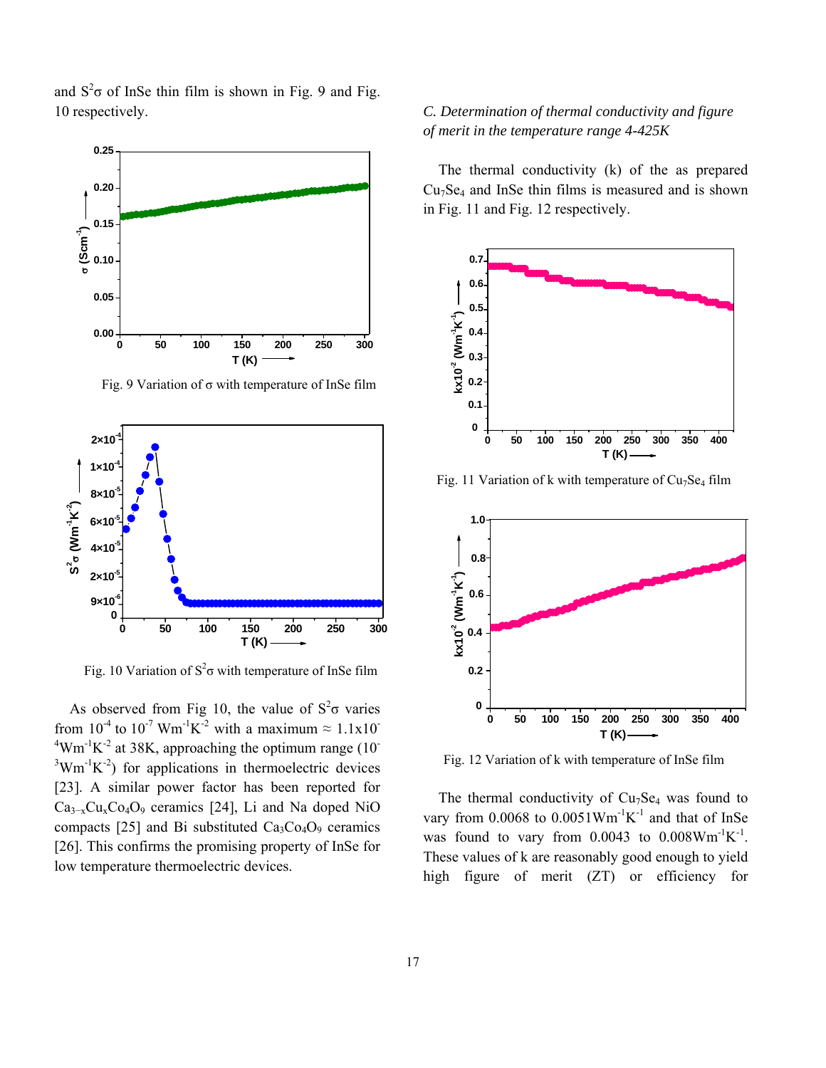and $S^2\sigma$ of InSe thin film is shown in Fig. 9 and Fig. 10 respectively.

Fig. 9 Variation of σ with temperature of InSe film

Fig. 10 Variation of $S^2\sigma$ with temperature of InSe film

As observed from Fig 10, the value of $S^2\sigma$ varies from $10^{-4}$ to $10^{-7}$ $Wm^{-1}K^{-2}$ with a maximum ≈ $1.1\times10^{-4}Wm^{-1}K^{-2}$ at 38K, approaching the optimum range ($10^{-3}Wm^{-1}K^{-2}$) for applications in thermoelectric devices [23]. A similar power factor has been reported for $Ca_{3-x}Cu_xCo_4O_9$ ceramics [24], Li and Na doped NiO compacts [25] and Bi substituted $Ca_3Co_4O_9$ ceramics [26]. This confirms the promising property of InSe for low temperature thermoelectric devices.

*C. Determination of thermal conductivity and figure of merit in the temperature range 4-425K*

The thermal conductivity (k) of the as prepared $Cu_7Se_4$ and InSe thin films is measured and is shown in Fig. 11 and Fig. 12 respectively.

Fig. 11 Variation of k with temperature of $Cu_7Se_4$ film

Fig. 12 Variation of k with temperature of InSe film

The thermal conductivity of $Cu_7Se_4$ was found to vary from 0.0068 to $0.0051Wm^{-1}K^{-1}$ and that of InSe was found to vary from 0.0043 to $0.008Wm^{-1}K^{-1}$. These values of k are reasonably good enough to yield high figure of merit (ZT) or efficiency for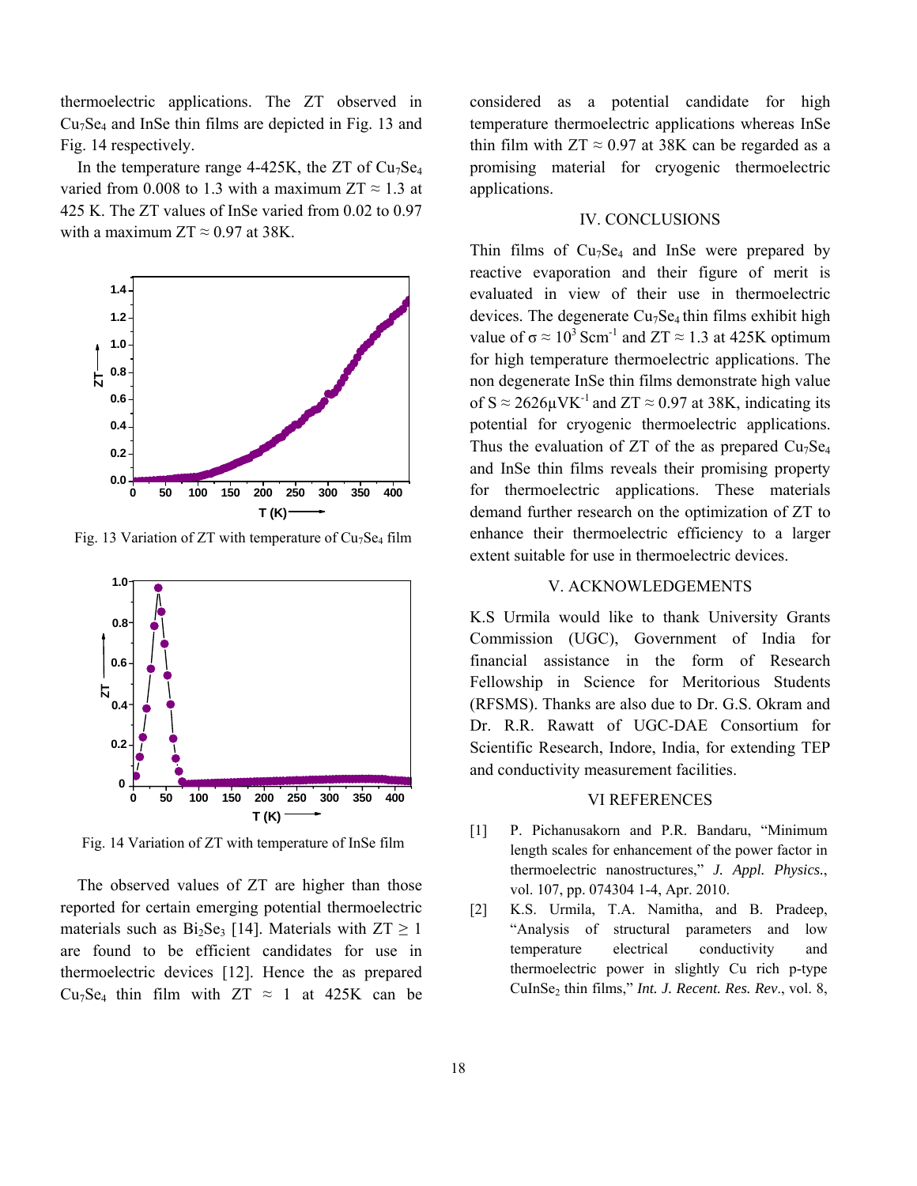thermoelectric applications. The ZT observed in $Cu_7Se_4$ and InSe thin films are depicted in Fig. 13 and Fig. 14 respectively.

In the temperature range 4-425K, the ZT of $Cu_7Se_4$ varied from 0.008 to 1.3 with a maximum ZT ≈ 1.3 at 425 K. The ZT values of InSe varied from 0.02 to 0.97 with a maximum ZT ≈ 0.97 at 38K.

Fig. 13 Variation of ZT with temperature of $Cu_7Se_4$ film

Fig. 14 Variation of ZT with temperature of InSe film

The observed values of ZT are higher than those reported for certain emerging potential thermoelectric materials such as $Bi_2Se_3$ [14]. Materials with ZT ≥ 1 are found to be efficient candidates for use in thermoelectric devices [12]. Hence the as prepared $Cu_7Se_4$ thin film with ZT ≈ 1 at 425K can be considered as a potential candidate for high temperature thermoelectric applications whereas InSe thin film with ZT ≈ 0.97 at 38K can be regarded as a promising material for cryogenic thermoelectric applications.

## IV. CONCLUSIONS

Thin films of $Cu_7Se_4$ and InSe were prepared by reactive evaporation and their figure of merit is evaluated in view of their use in thermoelectric devices. The degenerate $Cu_7Se_4$ thin films exhibit high value of $\sigma \approx 10^3$ $Scm^{-1}$ and ZT ≈ 1.3 at 425K optimum for high temperature thermoelectric applications. The non degenerate InSe thin films demonstrate high value of S ≈ 2626μ$VK^{-1}$ and ZT ≈ 0.97 at 38K, indicating its potential for cryogenic thermoelectric applications. Thus the evaluation of ZT of the as prepared $Cu_7Se_4$ and InSe thin films reveals their promising property for thermoelectric applications. These materials demand further research on the optimization of ZT to enhance their thermoelectric efficiency to a larger extent suitable for use in thermoelectric devices.

## V. ACKNOWLEDGEMENTS

K.S Urmila would like to thank University Grants Commission (UGC), Government of India for financial assistance in the form of Research Fellowship in Science for Meritorious Students (RFSMS). Thanks are also due to Dr. G.S. Okram and Dr. R.R. Rawatt of UGC-DAE Consortium for Scientific Research, Indore, India, for extending TEP and conductivity measurement facilities.

## VI REFERENCES

[1] P. Pichanusakorn and P.R. Bandaru, "Minimum length scales for enhancement of the power factor in thermoelectric nanostructures," *J. Appl. Physics.*, vol. 107, pp. 074304 1-4, Apr. 2010.

[2] K.S. Urmila, T.A. Namitha, and B. Pradeep, "Analysis of structural parameters and low temperature electrical conductivity and thermoelectric power in slightly Cu rich p-type $CuInSe_2$ thin films," *Int. J. Recent. Res. Rev*., vol. 8,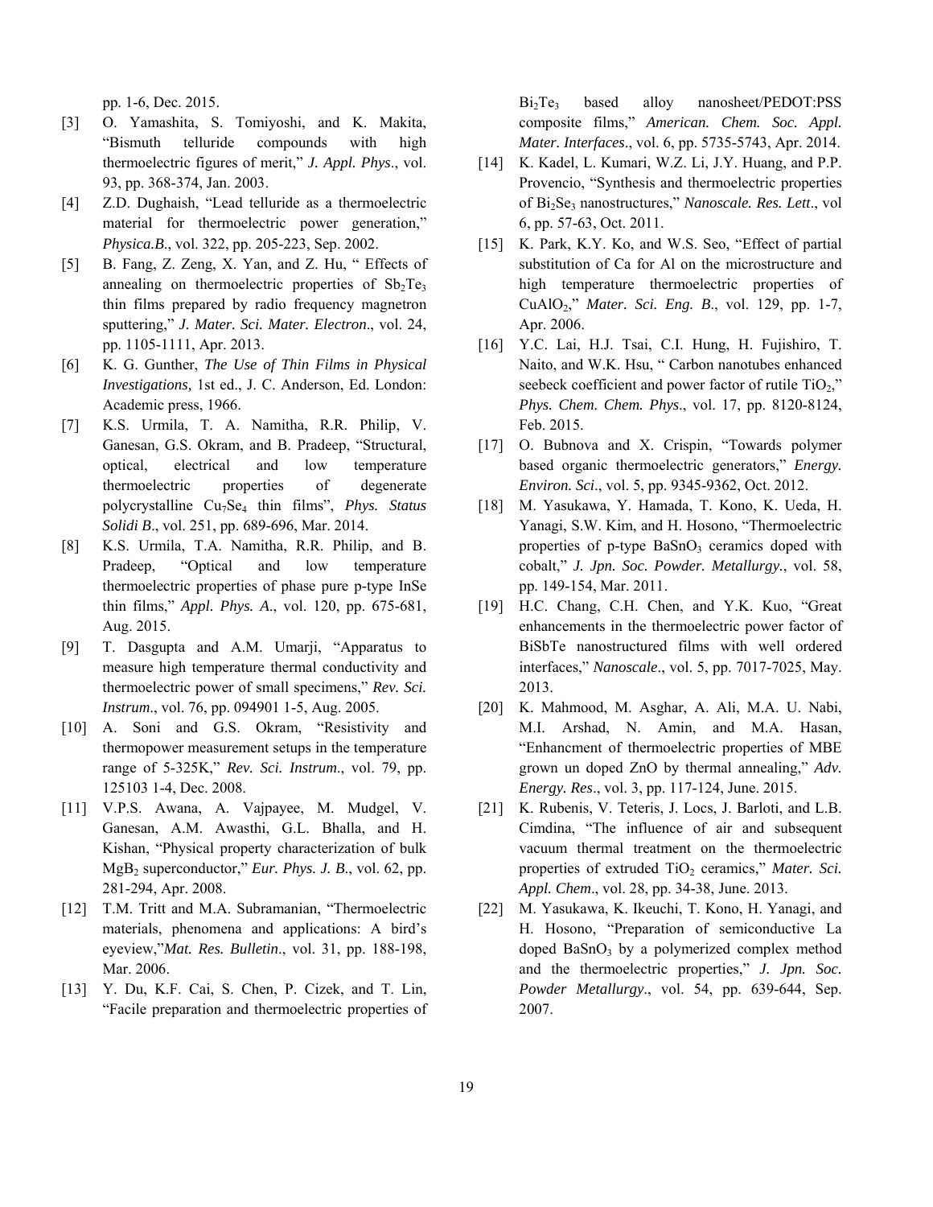pp. 1-6, Dec. 2015.

[3] O. Yamashita, S. Tomiyoshi, and K. Makita, "Bismuth telluride compounds with high thermoelectric figures of merit," *J. Appl. Phys*., vol. 93, pp. 368-374, Jan. 2003.

[4] Z.D. Dughaish, "Lead telluride as a thermoelectric material for thermoelectric power generation," *Physica.B*., vol. 322, pp. 205-223, Sep. 2002.

[5] B. Fang, Z. Zeng, X. Yan, and Z. Hu, " Effects of annealing on thermoelectric properties of $Sb_2Te_3$ thin films prepared by radio frequency magnetron sputtering," *J. Mater. Sci. Mater. Electron*., vol. 24, pp. 1105-1111, Apr. 2013.

[6] K. G. Gunther, *The Use of Thin Films in Physical Investigations,* 1st ed., J. C. Anderson, Ed. London: Academic press, 1966.

[7] K.S. Urmila, T. A. Namitha, R.R. Philip, V. Ganesan, G.S. Okram, and B. Pradeep, "Structural, optical, electrical and low temperature thermoelectric properties of degenerate polycrystalline $Cu_7Se_4$ thin films", *Phys. Status Solidi B*., vol. 251, pp. 689-696, Mar. 2014.

[8] K.S. Urmila, T.A. Namitha, R.R. Philip, and B. Pradeep, "Optical and low temperature thermoelectric properties of phase pure p-type InSe thin films," *Appl. Phys. A*., vol. 120, pp. 675-681, Aug. 2015.

[9] T. Dasgupta and A.M. Umarji, "Apparatus to measure high temperature thermal conductivity and thermoelectric power of small specimens," *Rev. Sci. Instrum*., vol. 76, pp. 094901 1-5, Aug. 2005.

[10] A. Soni and G.S. Okram, "Resistivity and thermopower measurement setups in the temperature range of 5-325K," *Rev. Sci. Instrum*., vol. 79, pp. 125103 1-4, Dec. 2008.

[11] V.P.S. Awana, A. Vajpayee, M. Mudgel, V. Ganesan, A.M. Awasthi, G.L. Bhalla, and H. Kishan, "Physical property characterization of bulk $MgB_2$ superconductor," *Eur. Phys. J. B*., vol. 62, pp. 281-294, Apr. 2008.

[12] T.M. Tritt and M.A. Subramanian, "Thermoelectric materials, phenomena and applications: A bird's eyeview,"*Mat. Res. Bulletin*., vol. 31, pp. 188-198, Mar. 2006.

[13] Y. Du, K.F. Cai, S. Chen, P. Cizek, and T. Lin, "Facile preparation and thermoelectric properties of $Bi_2Te_3$ based alloy nanosheet/PEDOT:PSS composite films," *American. Chem. Soc. Appl. Mater. Interfaces*., vol. 6, pp. 5735-5743, Apr. 2014.

[14] K. Kadel, L. Kumari, W.Z. Li, J.Y. Huang, and P.P. Provencio, "Synthesis and thermoelectric properties of $Bi_2Se_3$ nanostructures," *Nanoscale. Res. Lett*., vol 6, pp. 57-63, Oct. 2011.

[15] K. Park, K.Y. Ko, and W.S. Seo, "Effect of partial substitution of Ca for Al on the microstructure and high temperature thermoelectric properties of $CuAlO_2$," *Mater. Sci. Eng. B*., vol. 129, pp. 1-7, Apr. 2006.

[16] Y.C. Lai, H.J. Tsai, C.I. Hung, H. Fujishiro, T. Naito, and W.K. Hsu, " Carbon nanotubes enhanced seebeck coefficient and power factor of rutile $TiO_2$," *Phys. Chem. Chem. Phys*., vol. 17, pp. 8120-8124, Feb. 2015.

[17] O. Bubnova and X. Crispin, "Towards polymer based organic thermoelectric generators," *Energy. Environ. Sci*., vol. 5, pp. 9345-9362, Oct. 2012.

[18] M. Yasukawa, Y. Hamada, T. Kono, K. Ueda, H. Yanagi, S.W. Kim, and H. Hosono, "Thermoelectric properties of p-type $BaSnO_3$ ceramics doped with cobalt," *J. Jpn. Soc. Powder. Metallurgy.*, vol. 58, pp. 149-154, Mar. 2011.

[19] H.C. Chang, C.H. Chen, and Y.K. Kuo, "Great enhancements in the thermoelectric power factor of BiSbTe nanostructured films with well ordered interfaces," *Nanoscale*., vol. 5, pp. 7017-7025, May. 2013.

[20] K. Mahmood, M. Asghar, A. Ali, M.A. U. Nabi, M.I. Arshad, N. Amin, and M.A. Hasan, "Enhancment of thermoelectric properties of MBE grown un doped ZnO by thermal annealing," *Adv. Energy. Res*., vol. 3, pp. 117-124, June. 2015.

[21] K. Rubenis, V. Teteris, J. Locs, J. Barloti, and L.B. Cimdina, "The influence of air and subsequent vacuum thermal treatment on the thermoelectric properties of extruded $TiO_2$ ceramics," *Mater. Sci. Appl. Chem*., vol. 28, pp. 34-38, June. 2013.

[22] M. Yasukawa, K. Ikeuchi, T. Kono, H. Yanagi, and H. Hosono, "Preparation of semiconductive La doped $BaSnO_3$ by a polymerized complex method and the thermoelectric properties," *J. Jpn. Soc. Powder Metallurgy*., vol. 54, pp. 639-644, Sep. 2007.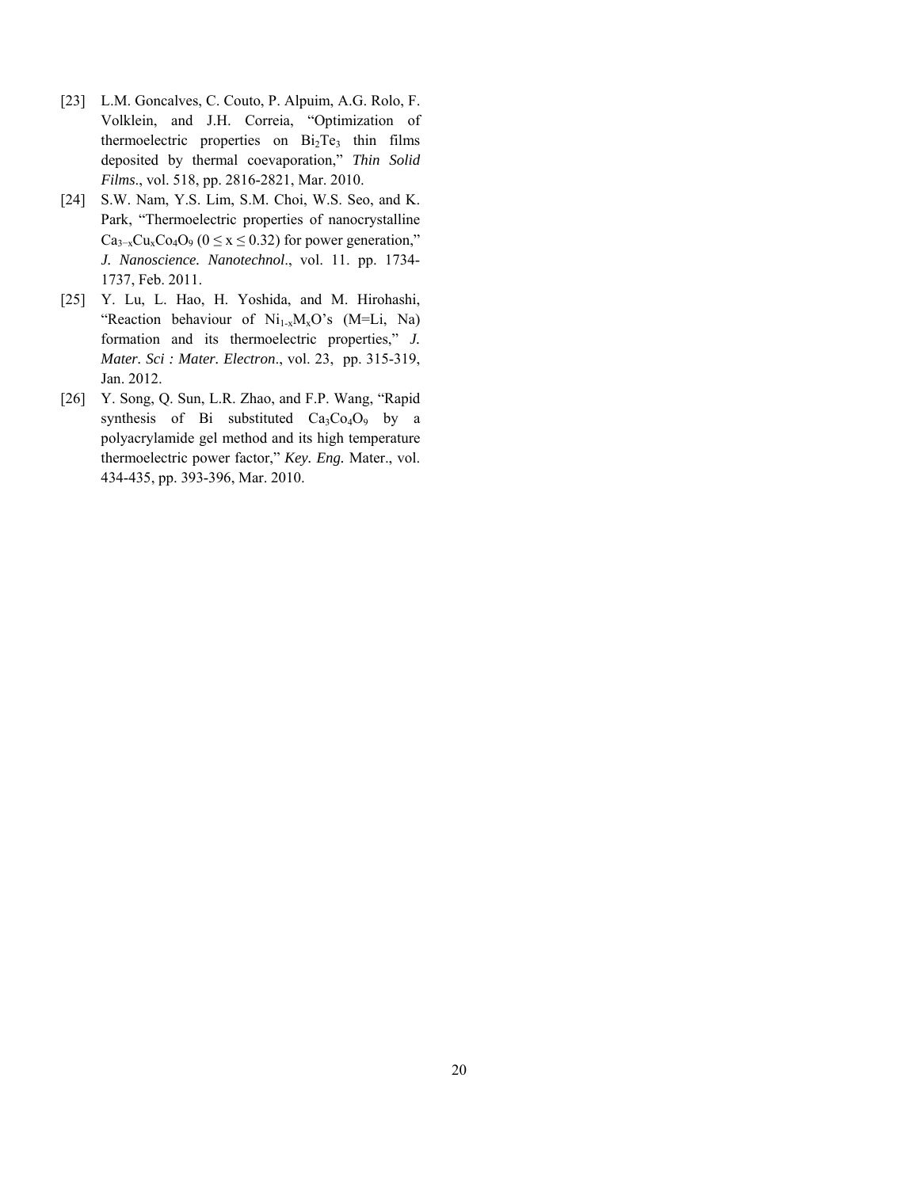[23] L.M. Goncalves, C. Couto, P. Alpuim, A.G. Rolo, F. Volklein, and J.H. Correia, "Optimization of thermoelectric properties on $Bi_2Te_3$ thin films deposited by thermal coevaporation," *Thin Solid Films*., vol. 518, pp. 2816-2821, Mar. 2010.

[24] S.W. Nam, Y.S. Lim, S.M. Choi, W.S. Seo, and K. Park, "Thermoelectric properties of nanocrystalline $Ca_{3-x}Cu_xCo_4O_9$ ($0 \leq x \leq 0.32$) for power generation," *J. Nanoscience. Nanotechnol*., vol. 11. pp. 1734-1737, Feb. 2011.

[25] Y. Lu, L. Hao, H. Yoshida, and M. Hirohashi, "Reaction behaviour of $Ni_{1-x}M_xO$'s (M=Li, Na) formation and its thermoelectric properties," *J. Mater. Sci : Mater. Electron*., vol. 23, pp. 315-319, Jan. 2012.

[26] Y. Song, Q. Sun, L.R. Zhao, and F.P. Wang, "Rapid synthesis of Bi substituted $Ca_3Co_4O_9$ by a polyacrylamide gel method and its high temperature thermoelectric power factor," *Key. Eng.* Mater., vol. 434-435, pp. 393-396, Mar. 2010.